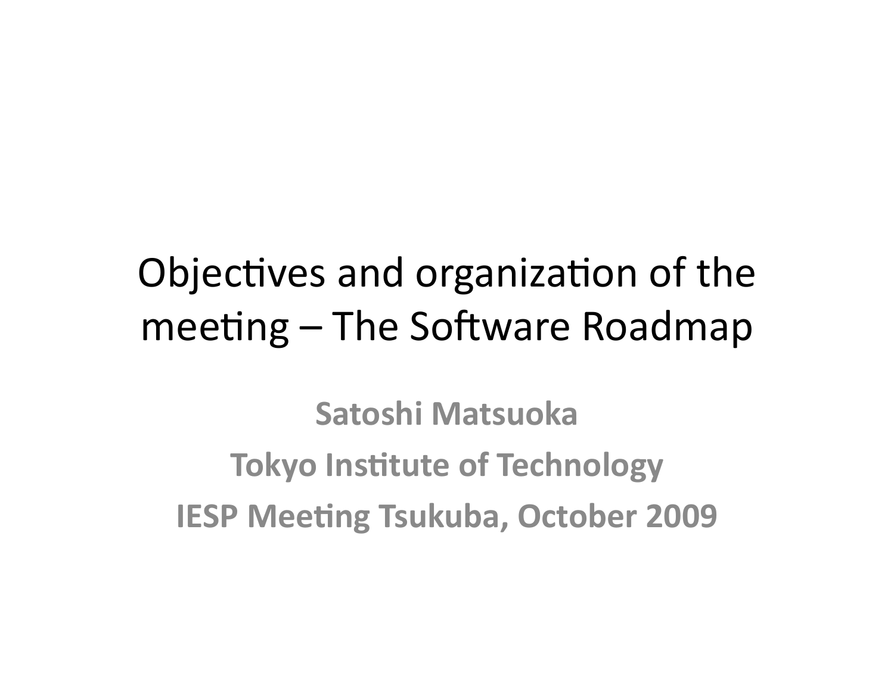# Objectives and organization of the meeting – The Software Roadmap

**Satoshi Matsuoka**

**Tokyo Institute of Technology**

**IESP Meeting Tsukuba, October 2009**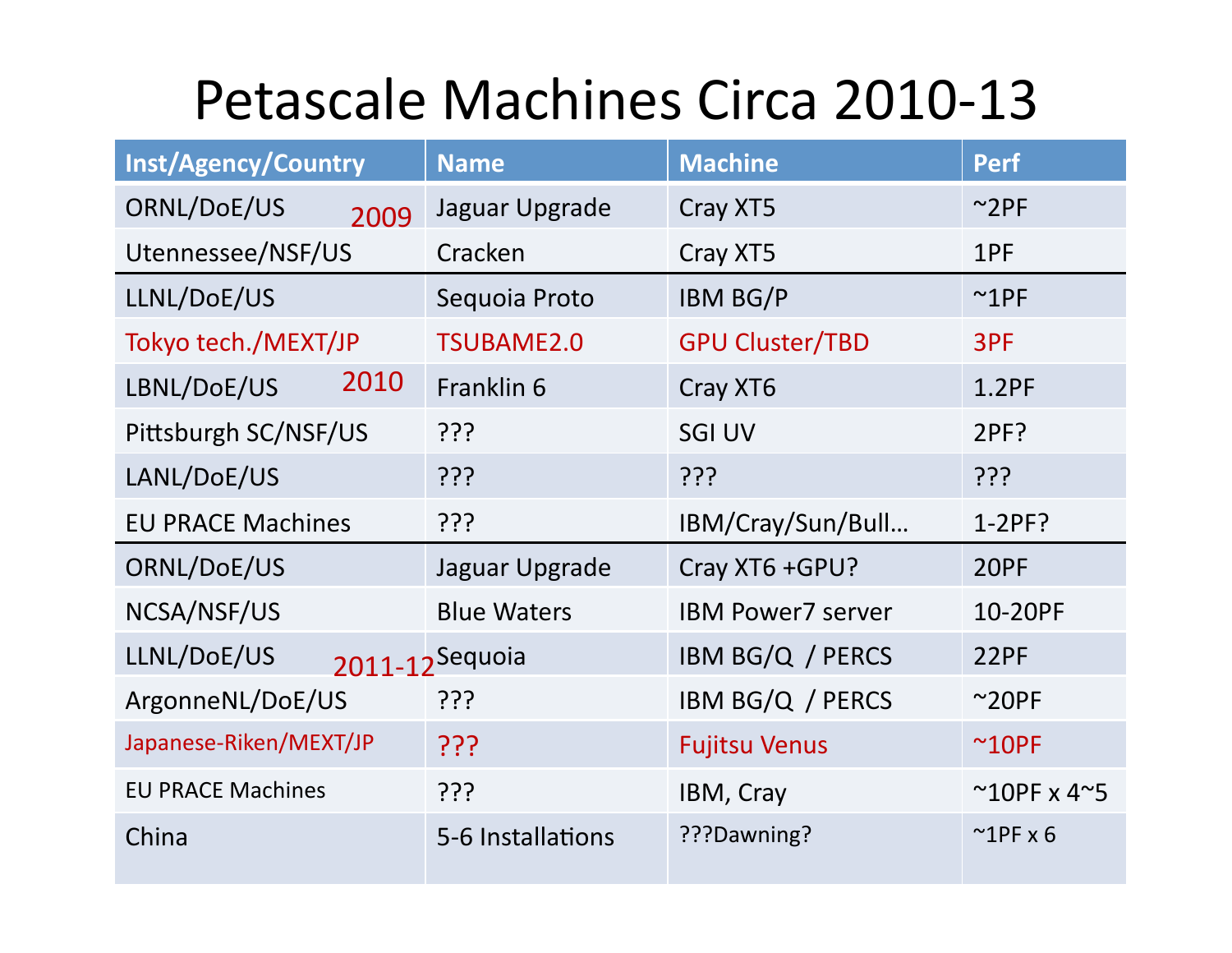# Petascale Machines Circa 2010-13

| Inst/Agency/Country | Name | Machine | Perf |
|---|---|---|---|
| ORNL/DoE/US 2009 | Jaguar Upgrade | Cray XT5 | ~2PF |
| Utennessee/NSF/US | Cracken | Cray XT5 | 1PF |
| LLNL/DoE/US | Sequoia Proto | IBM BG/P | ~1PF |
| Tokyo tech./MEXT/JP | TSUBAME2.0 | GPU Cluster/TBD | 3PF |
| LBNL/DoE/US 2010 | Franklin 6 | Cray XT6 | 1.2PF |
| Pittsburgh SC/NSF/US | ??? | SGI UV | 2PF? |
| LANL/DoE/US | ??? | ??? | ??? |
| EU PRACE Machines | ??? | IBM/Cray/Sun/Bull… | 1-2PF? |
| ORNL/DoE/US | Jaguar Upgrade | Cray XT6 +GPU? | 20PF |
| NCSA/NSF/US | Blue Waters | IBM Power7 server | 10-20PF |
| LLNL/DoE/US 2011-12 | Sequoia | IBM BG/Q / PERCS | 22PF |
| ArgonneNL/DoE/US | ??? | IBM BG/Q / PERCS | ~20PF |
| Japanese-Riken/MEXT/JP | ??? | Fujitsu Venus | ~10PF |
| EU PRACE Machines | ??? | IBM, Cray | ~10PF x 4~5 |
| China | 5-6 Installations | ???Dawning? | ~1PF x 6 |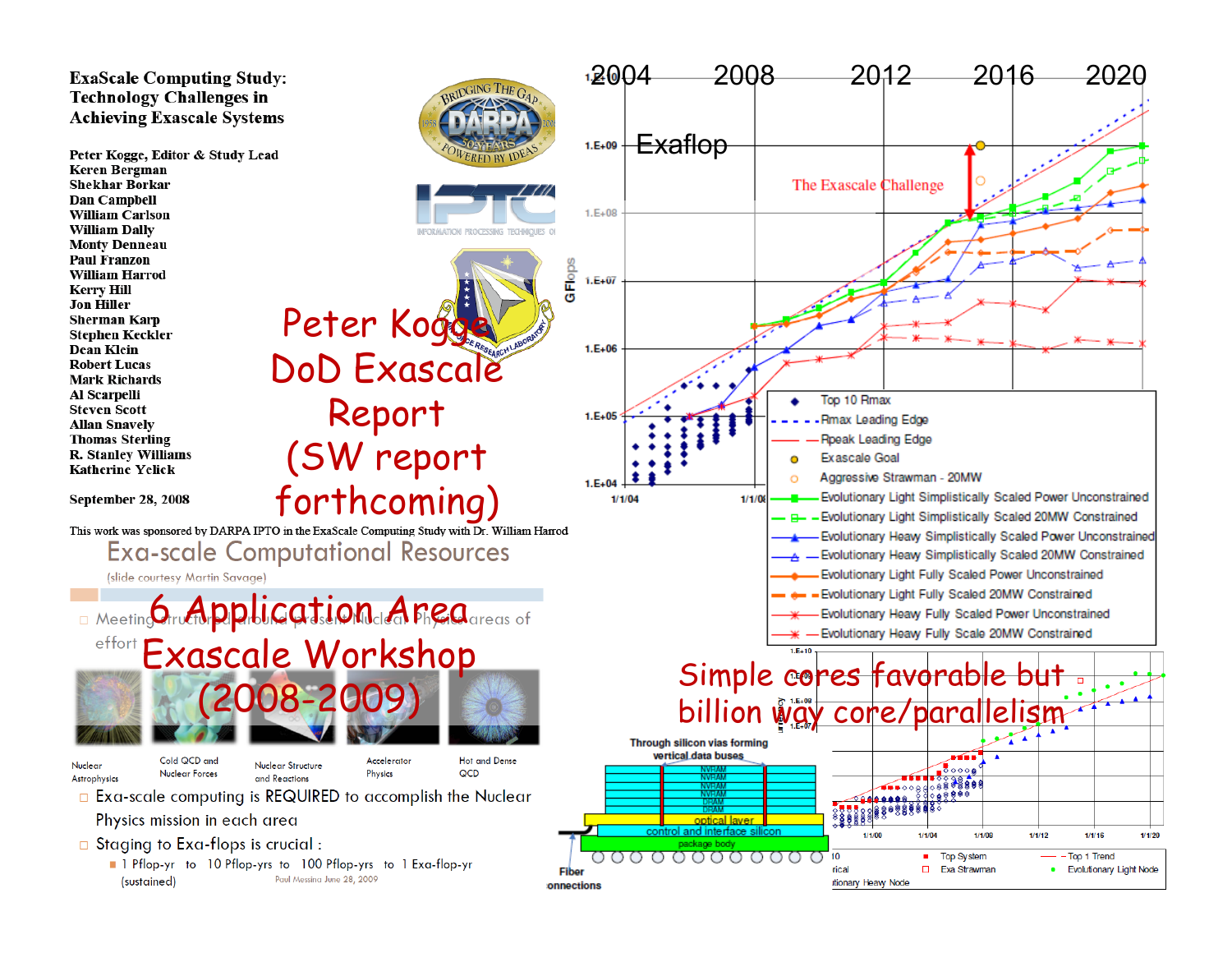**ExaScale Computing Study: Technology Challenges in Achieving Exascale Systems**

Peter Kogge, Editor & Study Lead
Keren Bergman
Shekhar Borkar
Dan Campbell
William Carlson
William Dally
Monty Denneau
Paul Franzon
William Harrod
Kerry Hill
Jon Hiller
Sherman Karp
Stephen Keckler
Dean Klein
Robert Lucas
Mark Richards
Al Scarpelli
Steven Scott
Allan Snavely
Thomas Sterling
R. Stanley Williams
Katherine Yelick

September 28, 2008

This work was sponsored by DARPA IPTO in the ExaScale Computing Study with Dr. William Harrod

Peter Kogge DoD Exascale Report (SW report forthcoming)

2004 2008 2012 2016 2020

Exaflop

The Exascale Challenge

GFlops

- Top 10 Rmax
- Rmax Leading Edge
- Rpeak Leading Edge
- Exascale Goal
- Aggressive Strawman - 20MW
- Evolutionary Light Simplistically Scaled Power Unconstrained
- Evolutionary Light Simplistically Scaled 20MW Constrained
- Evolutionary Heavy Simplistically Scaled Power Unconstrained
- Evolutionary Heavy Simplistically Scaled 20MW Constrained
- Evolutionary Light Fully Scaled Power Unconstrained
- Evolutionary Light Fully Scaled 20MW Constrained
- Evolutionary Heavy Fully Scaled Power Unconstrained
- Evolutionary Heavy Fully Scale 20MW Constrained

## Exa-scale Computational Resources

(slide courtesy Martin Savage)

6 Application Area Exascale Workshop (2008-2009)

- Meeting structured around present Nuclear Physics areas of effort

Nuclear Astrophysics | Cold QCD and Nuclear Forces | Nuclear Structure and Reactions | Accelerator Physics | Hot and Dense QCD

- Exa-scale computing is REQUIRED to accomplish the Nuclear Physics mission in each area
- Staging to Exa-flops is crucial :
  - 1 Pflop-yr to 10 Pflop-yrs to 100 Pflop-yrs to 1 Exa-flop-yr (sustained)

Paul Messina June 28, 2009

Simple cores favorable but billion way core/parallelism

Through silicon vias forming vertical data buses

NVRAM, DRAM, optical layer, control and interface silicon, package body

Fiber connections

Top System — Top 1 Trend — Exa Strawman — Evolutionary Light Node — Evolutionary Heavy Node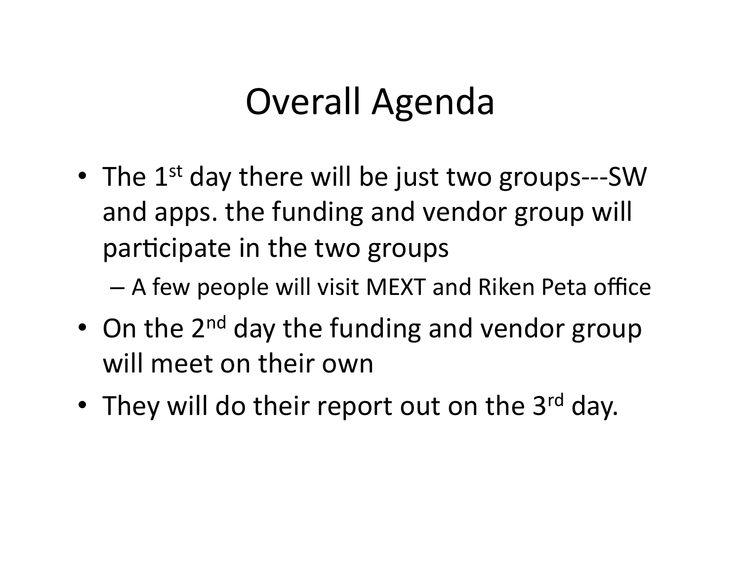# Overall Agenda

- The 1st day there will be just two groups---SW and apps. the funding and vendor group will participate in the two groups
  - A few people will visit MEXT and Riken Peta office
- On the 2nd day the funding and vendor group will meet on their own
- They will do their report out on the 3rd day.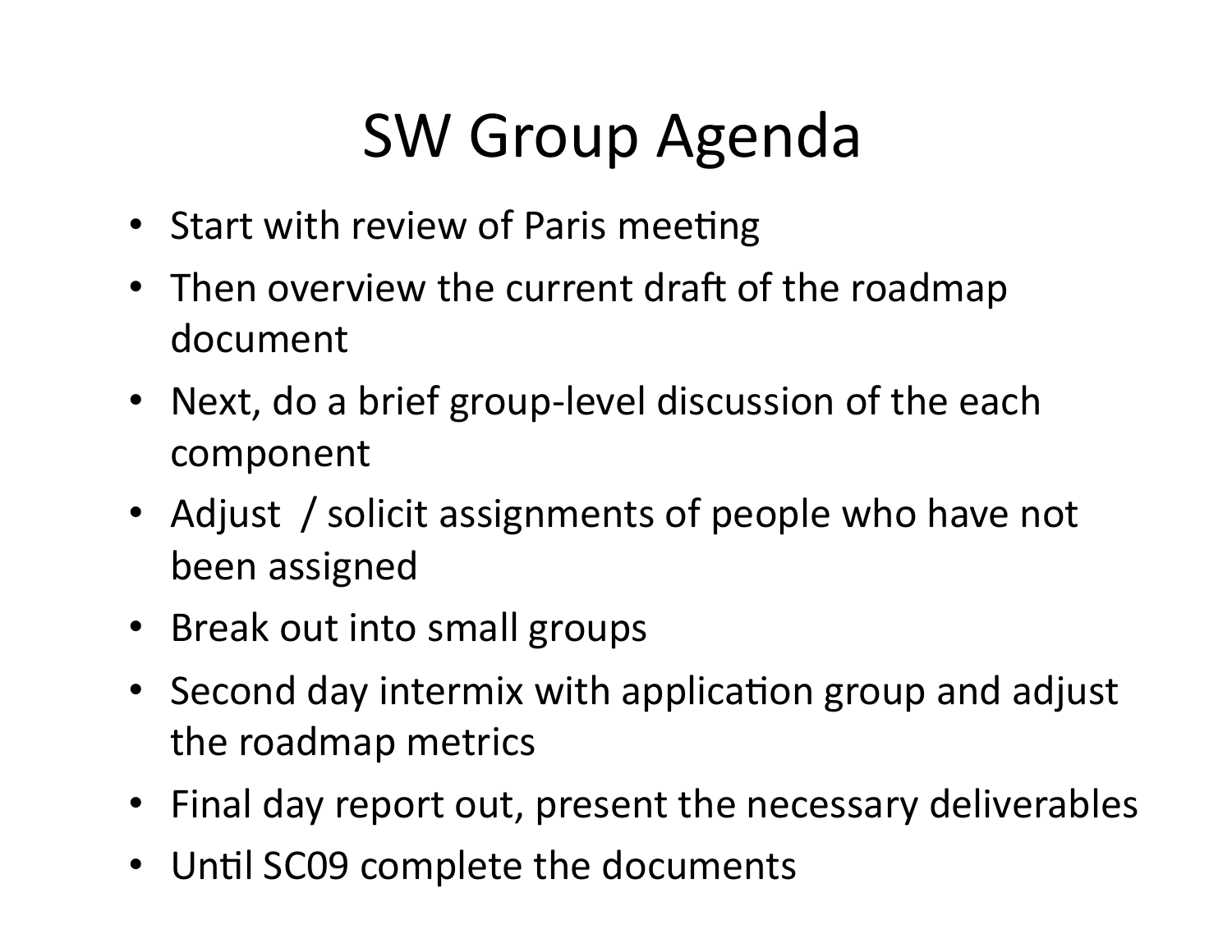# SW Group Agenda

- Start with review of Paris meeting
- Then overview the current draft of the roadmap document
- Next, do a brief group-level discussion of the each component
- Adjust  / solicit assignments of people who have not been assigned
- Break out into small groups
- Second day intermix with application group and adjust the roadmap metrics
- Final day report out, present the necessary deliverables
- Until SC09 complete the documents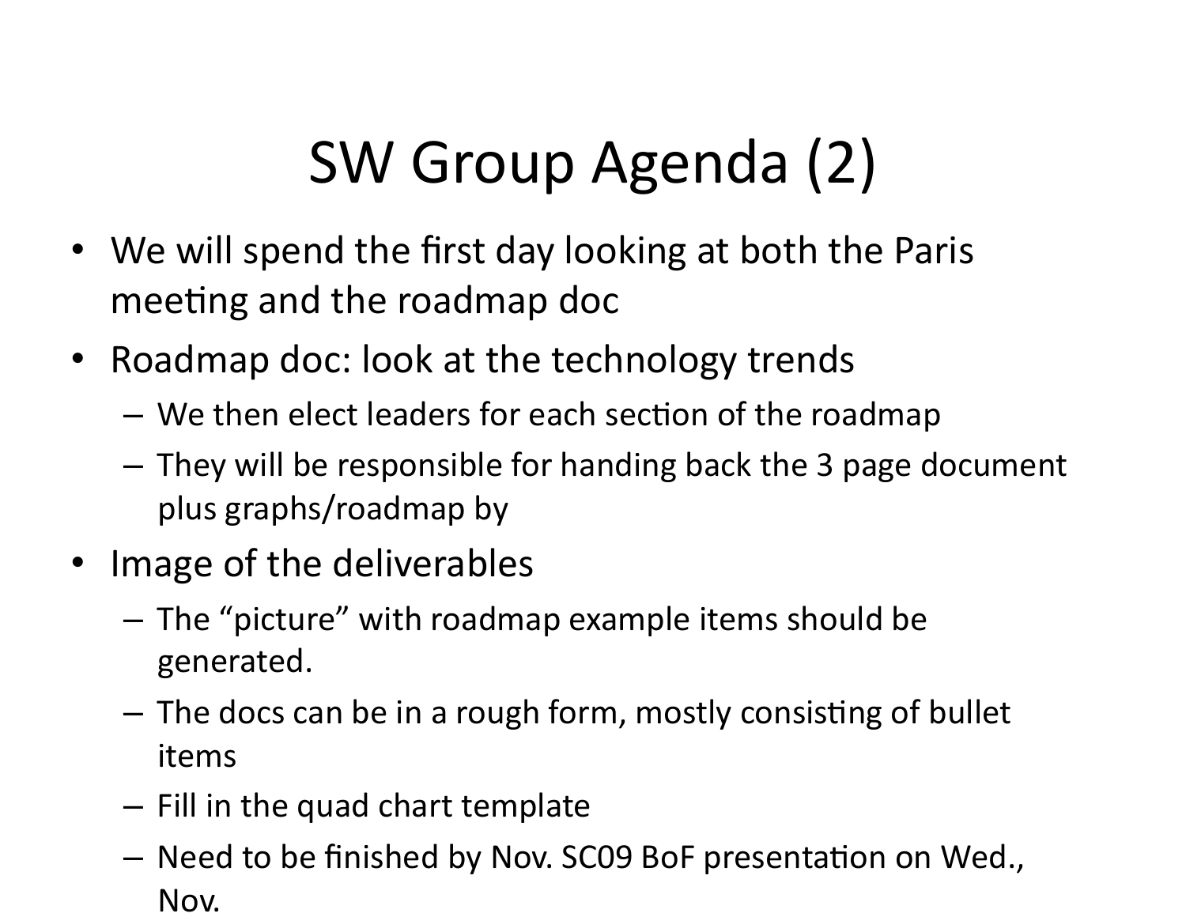# SW Group Agenda (2)

- We will spend the first day looking at both the Paris meeting and the roadmap doc
- Roadmap doc: look at the technology trends
  - We then elect leaders for each section of the roadmap
  - They will be responsible for handing back the 3 page document plus graphs/roadmap by
- Image of the deliverables
  - The "picture" with roadmap example items should be generated.
  - The docs can be in a rough form, mostly consisting of bullet items
  - Fill in the quad chart template
  - Need to be finished by Nov. SC09 BoF presentation on Wed., Nov.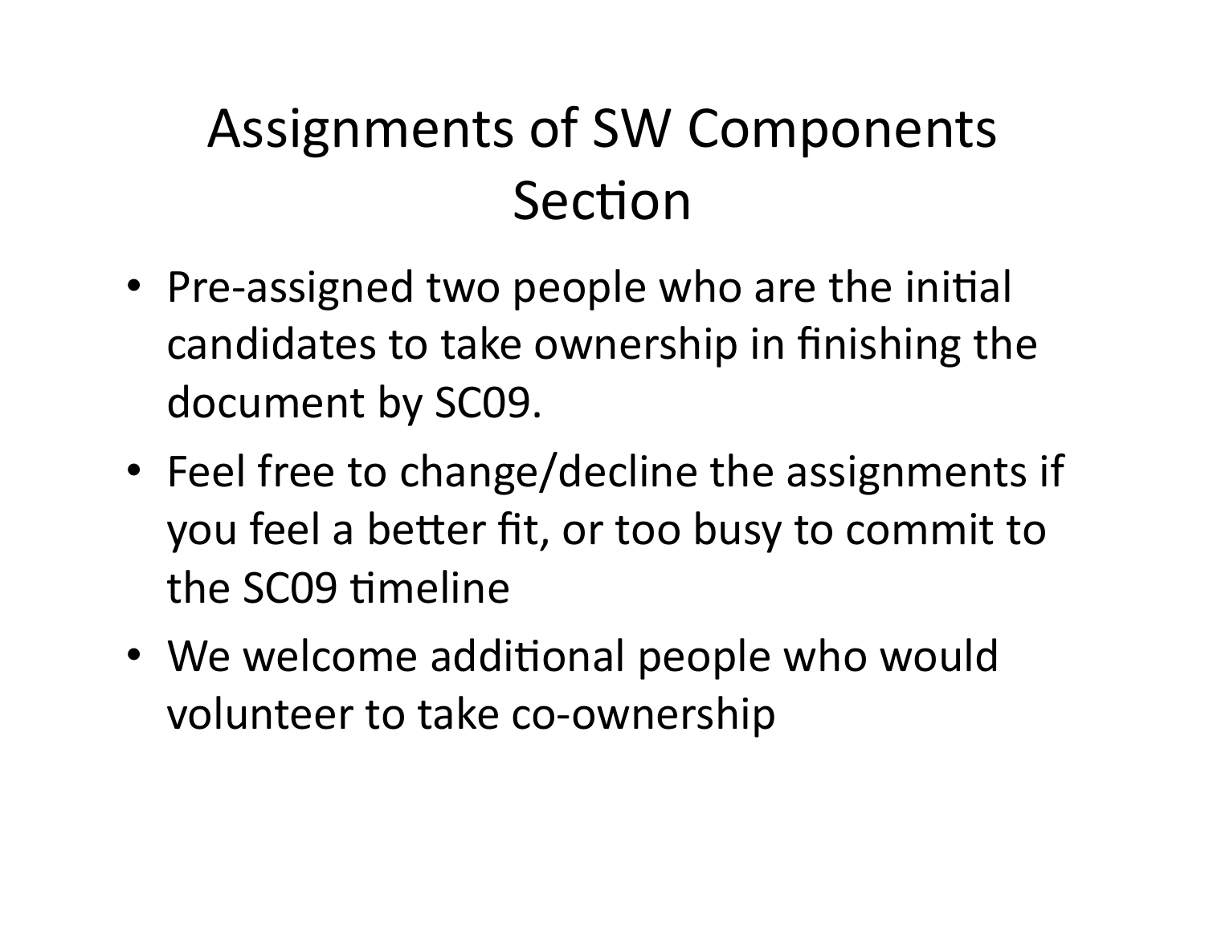# Assignments of SW Components Section

- Pre-assigned two people who are the initial candidates to take ownership in finishing the document by SC09.
- Feel free to change/decline the assignments if you feel a better fit, or too busy to commit to the SC09 timeline
- We welcome additional people who would volunteer to take co-ownership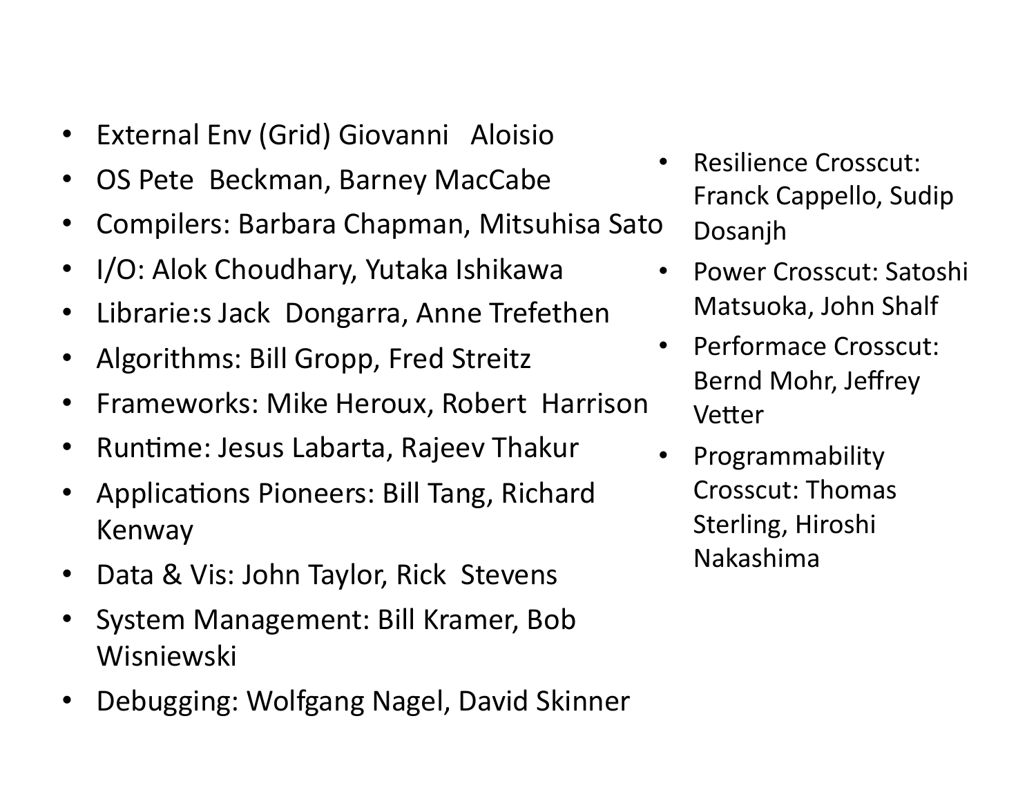- External Env (Grid) Giovanni   Aloisio
- OS Pete  Beckman, Barney MacCabe
- Compilers: Barbara Chapman, Mitsuhisa Sato
- I/O: Alok Choudhary, Yutaka Ishikawa
- Librarie:s Jack  Dongarra, Anne Trefethen
- Algorithms: Bill Gropp, Fred Streitz
- Frameworks: Mike Heroux, Robert  Harrison
- Runtime: Jesus Labarta, Rajeev Thakur
- Applications Pioneers: Bill Tang, Richard Kenway
- Data & Vis: John Taylor, Rick  Stevens
- System Management: Bill Kramer, Bob Wisniewski
- Debugging: Wolfgang Nagel, David Skinner

- Resilience Crosscut: Franck Cappello, Sudip Dosanjh
- Power Crosscut: Satoshi Matsuoka, John Shalf
- Performace Crosscut: Bernd Mohr, Jeffrey Vetter
- Programmability Crosscut: Thomas Sterling, Hiroshi Nakashima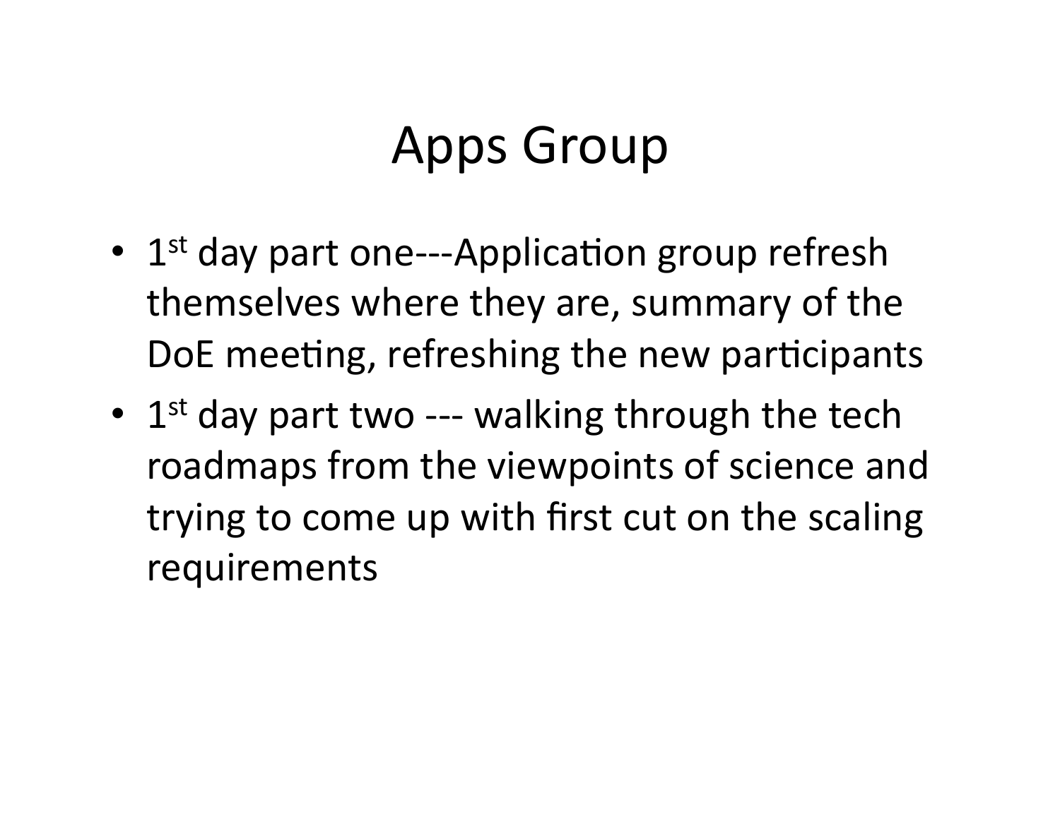# Apps Group

- 1st day part one---Application group refresh themselves where they are, summary of the DoE meeting, refreshing the new participants
- 1st day part two --- walking through the tech roadmaps from the viewpoints of science and trying to come up with first cut on the scaling requirements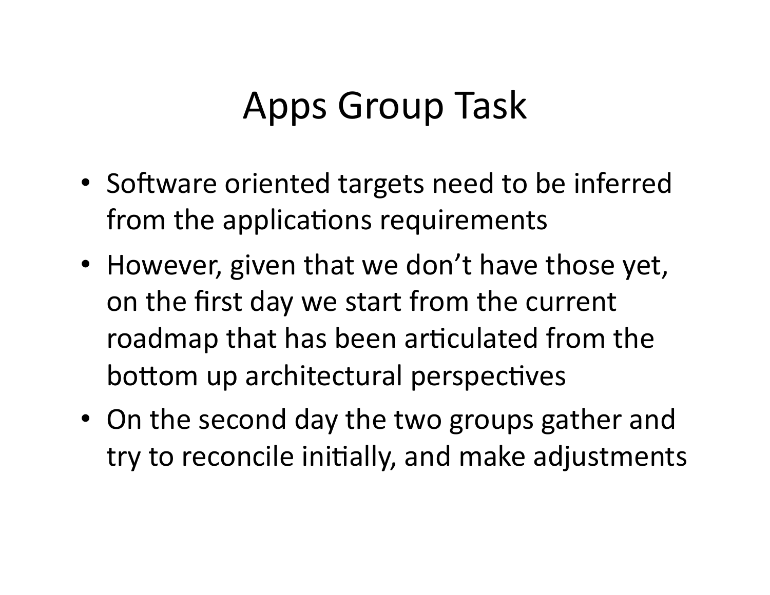# Apps Group Task

- Software oriented targets need to be inferred from the applications requirements
- However, given that we don't have those yet, on the first day we start from the current roadmap that has been articulated from the bottom up architectural perspectives
- On the second day the two groups gather and try to reconcile initially, and make adjustments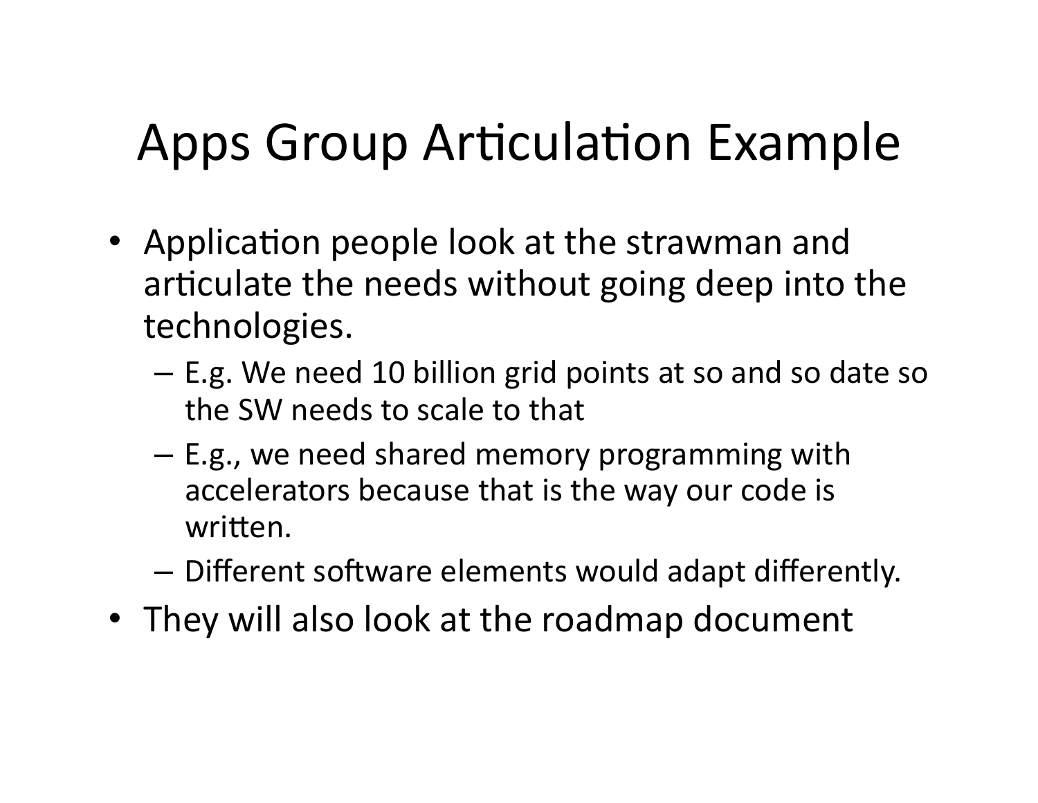# Apps Group Articulation Example

- Application people look at the strawman and articulate the needs without going deep into the technologies.
  - E.g. We need 10 billion grid points at so and so date so the SW needs to scale to that
  - E.g., we need shared memory programming with accelerators because that is the way our code is written.
  - Different software elements would adapt differently.
- They will also look at the roadmap document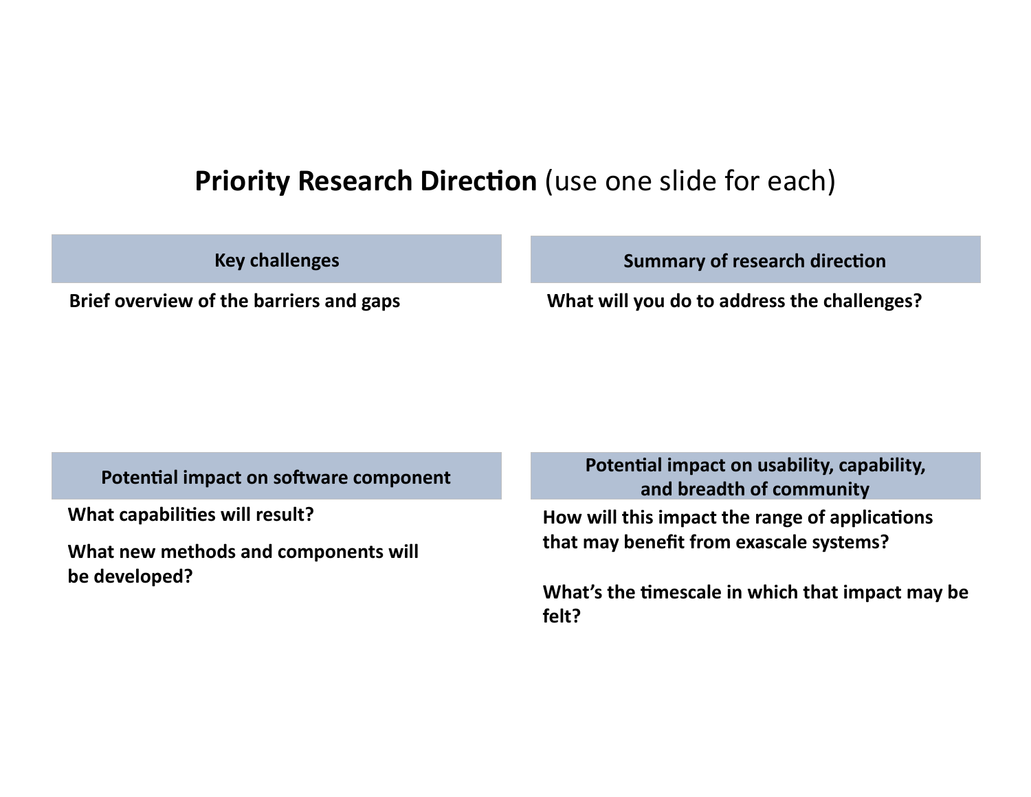# **Priority Research Direction** (use one slide for each)

## Key challenges

**Brief overview of the barriers and gaps**

## Summary of research direction

**What will you do to address the challenges?**

## Potential impact on software component

**What capabilities will result?**

**What new methods and components will be developed?**

## Potential impact on usability, capability, and breadth of community

**How will this impact the range of applications that may benefit from exascale systems?**

**What's the timescale in which that impact may be felt?**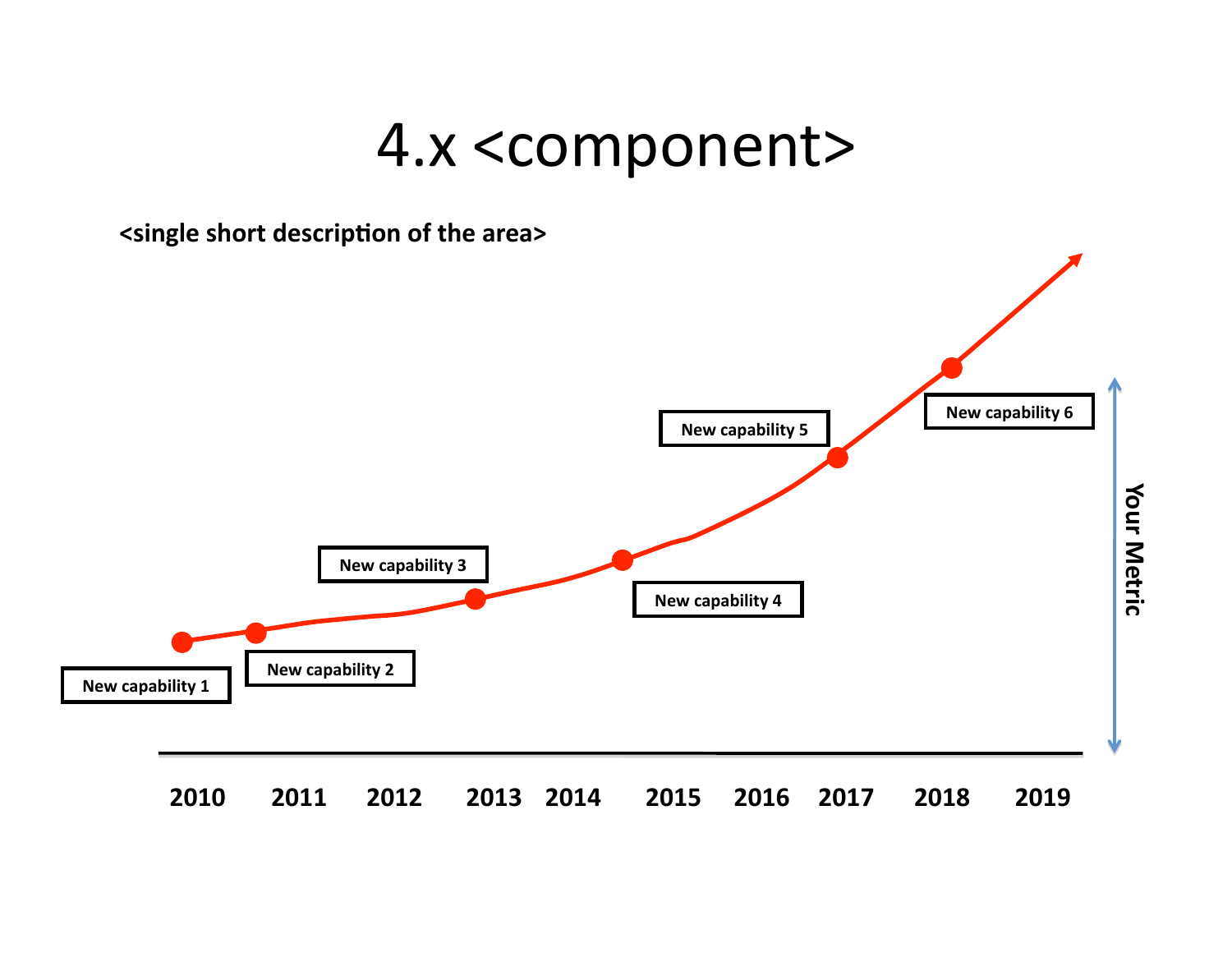# 4.x <component>

**<single short description of the area>**

New capability 1

New capability 2

New capability 3

New capability 4

New capability 5

New capability 6

**Your Metric**

**2010 2011 2012 2013 2014 2015 2016 2017 2018 2019**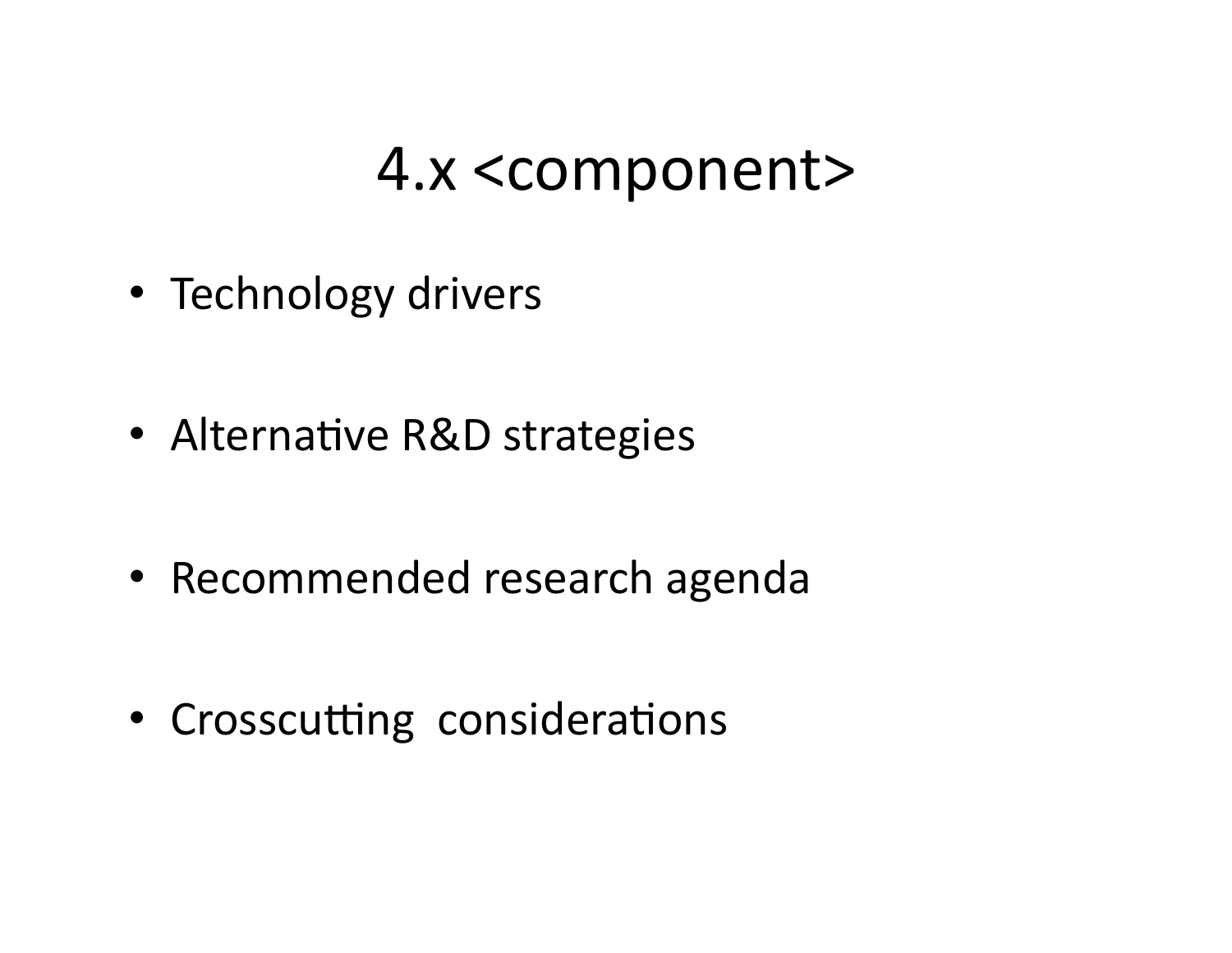# 4.x <component>

- Technology drivers
- Alternative R&D strategies
- Recommended research agenda
- Crosscutting considerations